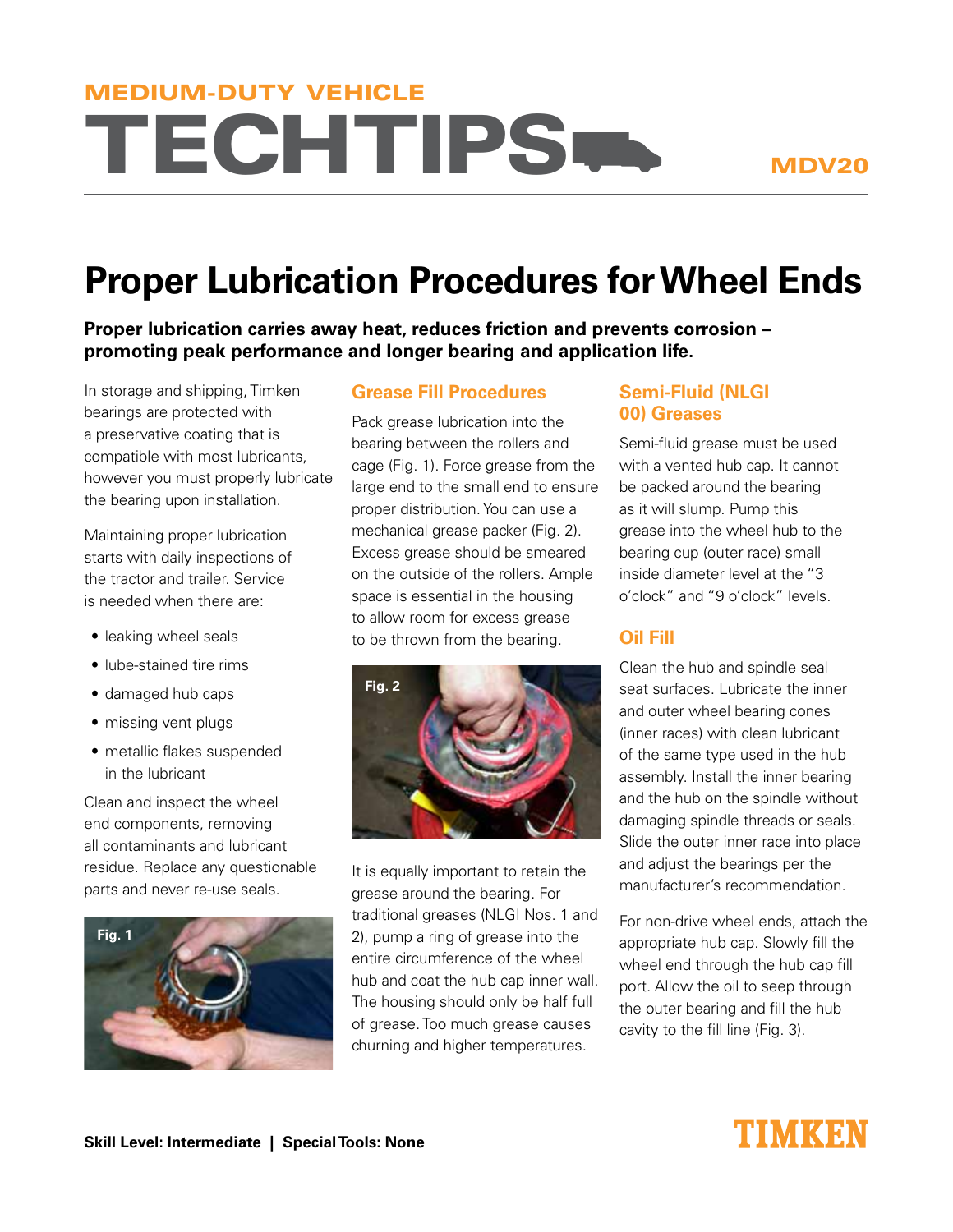MEDIUM-DUTY VEHICLE

# TECHTIPS

MDV20

# Proper Lubrication Procedures for Wheel Ends

**Proper lubrication carries away heat, reduces friction and prevents corrosion – promoting peak performance and longer bearing and application life.**

In storage and shipping, Timken bearings are protected with a preservative coating that is compatible with most lubricants, however you must properly lubricate the bearing upon installation.

Maintaining proper lubrication starts with daily inspections of the tractor and trailer. Service is needed when there are:

- leaking wheel seals
- lube-stained tire rims
- damaged hub caps
- missing vent plugs
- metallic flakes suspended in the lubricant

Clean and inspect the wheel end components, removing all contaminants and lubricant residue. Replace any questionable parts and never re-use seals.

Fig. 1

## Grease Fill Procedures

Pack grease lubrication into the bearing between the rollers and cage (Fig. 1). Force grease from the large end to the small end to ensure proper distribution. You can use a mechanical grease packer (Fig. 2). Excess grease should be smeared on the outside of the rollers. Ample space is essential in the housing to allow room for excess grease to be thrown from the bearing.

Fig. 2

It is equally important to retain the grease around the bearing. For traditional greases (NLGI Nos. 1 and 2), pump a ring of grease into the entire circumference of the wheel hub and coat the hub cap inner wall. The housing should only be half full of grease. Too much grease causes churning and higher temperatures.

## Semi-Fluid (NLGI 00) Greases

Semi-fluid grease must be used with a vented hub cap. It cannot be packed around the bearing as it will slump. Pump this grease into the wheel hub to the bearing cup (outer race) small inside diameter level at the "3 o'clock" and "9 o'clock" levels.

## Oil Fill

Clean the hub and spindle seal seat surfaces. Lubricate the inner and outer wheel bearing cones (inner races) with clean lubricant of the same type used in the hub assembly. Install the inner bearing and the hub on the spindle without damaging spindle threads or seals. Slide the outer inner race into place and adjust the bearings per the manufacturer's recommendation.

For non-drive wheel ends, attach the appropriate hub cap. Slowly fill the wheel end through the hub cap fill port. Allow the oil to seep through the outer bearing and fill the hub cavity to the fill line (Fig. 3).

**Skill Level: Intermediate | Special Tools: None**

TIMKEN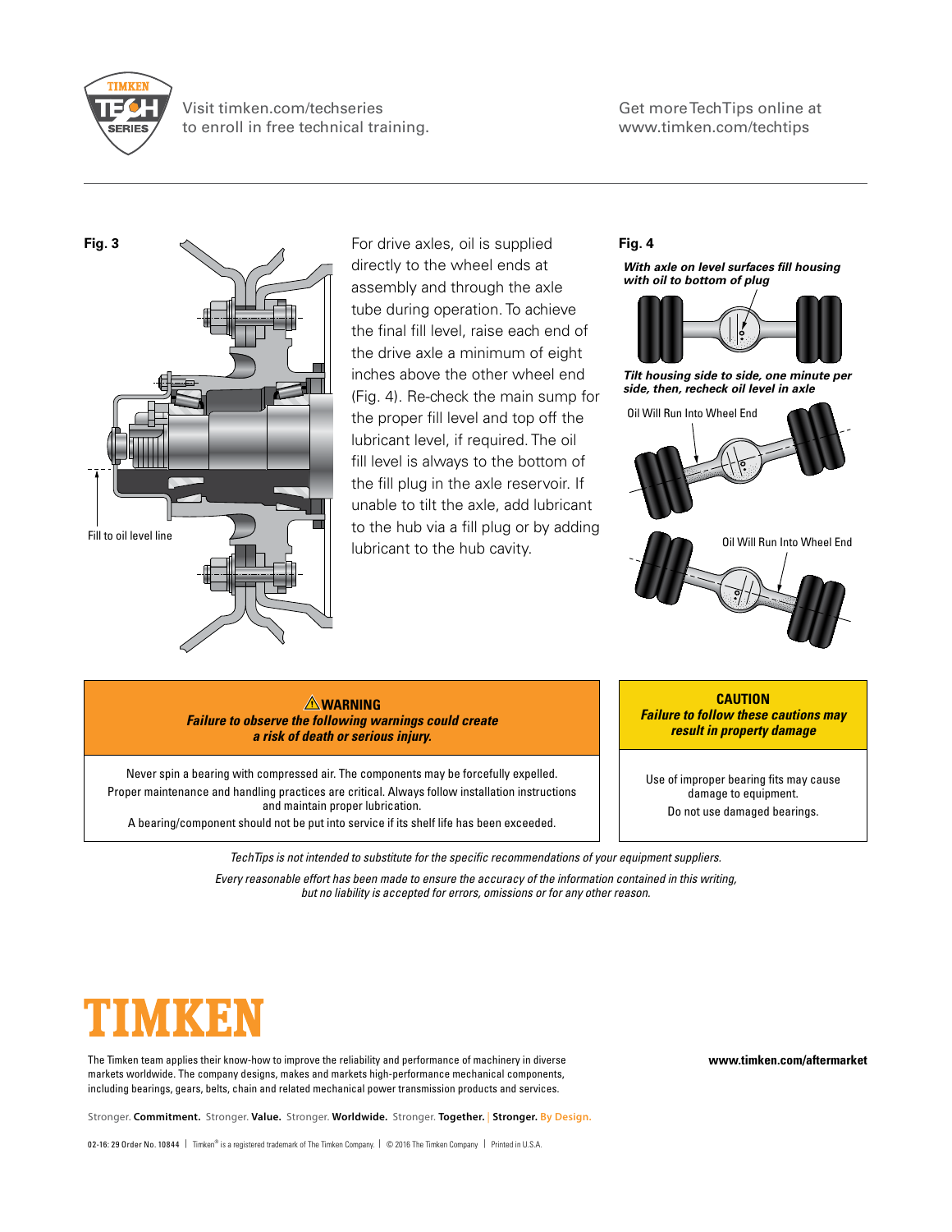**Fig. 3**

Fill to oil level line

For drive axles, oil is supplied directly to the wheel ends at assembly and through the axle tube during operation. To achieve the final fill level, raise each end of the drive axle a minimum of eight inches above the other wheel end (Fig. 4). Re-check the main sump for the proper fill level and top off the lubricant level, if required. The oil fill level is always to the bottom of the fill plug in the axle reservoir. If unable to tilt the axle, add lubricant to the hub via a fill plug or by adding lubricant to the hub cavity.

**Fig. 4**

***With axle on level surfaces fill housing with oil to bottom of plug***

***Tilt housing side to side, one minute per side, then, recheck oil level in axle***

Oil Will Run Into Wheel End

Oil Will Run Into Wheel End

**⚠WARNING**

***Failure to observe the following warnings could create a risk of death or serious injury.***

Never spin a bearing with compressed air. The components may be forcefully expelled.

Proper maintenance and handling practices are critical. Always follow installation instructions and maintain proper lubrication.

A bearing/component should not be put into service if its shelf life has been exceeded.

**CAUTION**

***Failure to follow these cautions may result in property damage***

Use of improper bearing fits may cause damage to equipment.

Do not use damaged bearings.

*TechTips is not intended to substitute for the specific recommendations of your equipment suppliers.*

*Every reasonable effort has been made to ensure the accuracy of the information contained in this writing, but no liability is accepted for errors, omissions or for any other reason.*

# TIMKEN

The Timken team applies their know-how to improve the reliability and performance of machinery in diverse markets worldwide. The company designs, makes and markets high-performance mechanical components, including bearings, gears, belts, chain and related mechanical power transmission products and services.

**www.timken.com/aftermarket**

Stronger. **Commitment.** Stronger. **Value.** Stronger. **Worldwide.** Stronger. **Together.** | **Stronger.** **By Design.**

02-16: 29 Order No. 10844 | Timken® is a registered trademark of The Timken Company. | © 2016 The Timken Company | Printed in U.S.A.